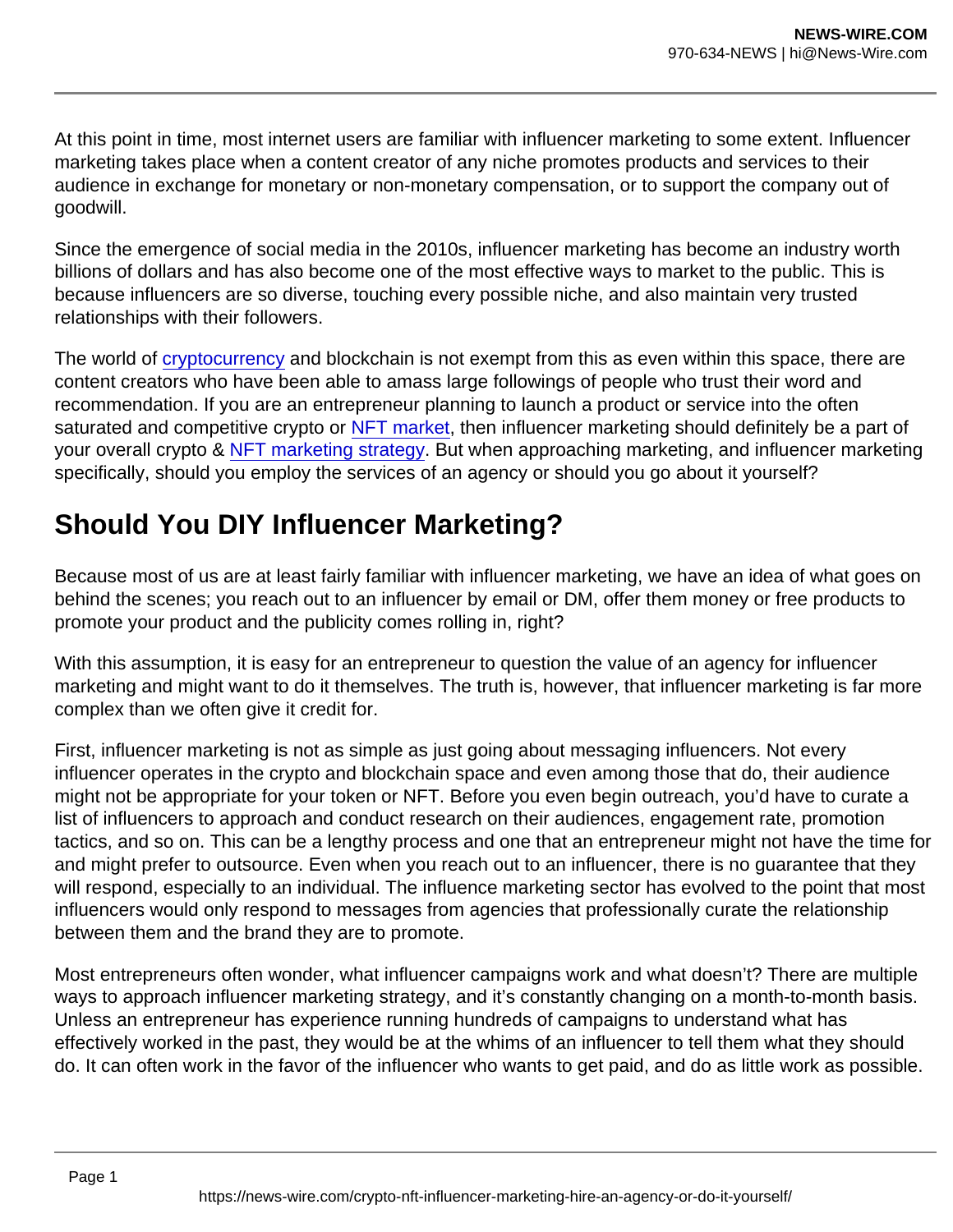At this point in time, most internet users are familiar with influencer marketing to some extent. Influencer marketing takes place when a content creator of any niche promotes products and services to their audience in exchange for monetary or non-monetary compensation, or to support the company out of goodwill.

Since the emergence of social media in the 2010s, influencer marketing has become an industry worth billions of dollars and has also become one of the most effective ways to market to the public. This is because influencers are so diverse, touching every possible niche, and also maintain very trusted relationships with their followers.

The world of cryptocurrency and blockchain is not exempt from this as even within this space, there are content creators who have been able to amass large followings of people who trust their word and recommendation. If you are an entrepreneur planning to launch a product or service into the often saturated and competitive crypto or NFT market, then influencer marketing should definitely be a part of your overall crypto & NFT marketing strategy. But when approaching marketing, and influencer marketing specifically, should you employ the services of an agency or should you go about it yourself?

## Should You DIY Influencer Marketing?

Because most of us are at least fairly familiar with influencer marketing, we have an idea of what goes on behind the scenes; you reach out to an influencer by email or DM, offer them money or free products to promote your product and the publicity comes rolling in, right?

With this assumption, it is easy for an entrepreneur to question the value of an agency for influencer marketing and might want to do it themselves. The truth is, however, that influencer marketing is far more complex than we often give it credit for.

First, influencer marketing is not as simple as just going about messaging influencers. Not every influencer operates in the crypto and blockchain space and even among those that do, their audience might not be appropriate for your token or NFT. Before you even begin outreach, you'd have to curate a list of influencers to approach and conduct research on their audiences, engagement rate, promotion tactics, and so on. This can be a lengthy process and one that an entrepreneur might not have the time for and might prefer to outsource. Even when you reach out to an influencer, there is no guarantee that they will respond, especially to an individual. The influence marketing sector has evolved to the point that most influencers would only respond to messages from agencies that professionally curate the relationship between them and the brand they are to promote.

Most entrepreneurs often wonder, what influencer campaigns work and what doesn't? There are multiple ways to approach influencer marketing strategy, and it's constantly changing on a month-to-month basis. Unless an entrepreneur has experience running hundreds of campaigns to understand what has effectively worked in the past, they would be at the whims of an influencer to tell them what they should do. It can often work in the favor of the influencer who wants to get paid, and do as little work as possible.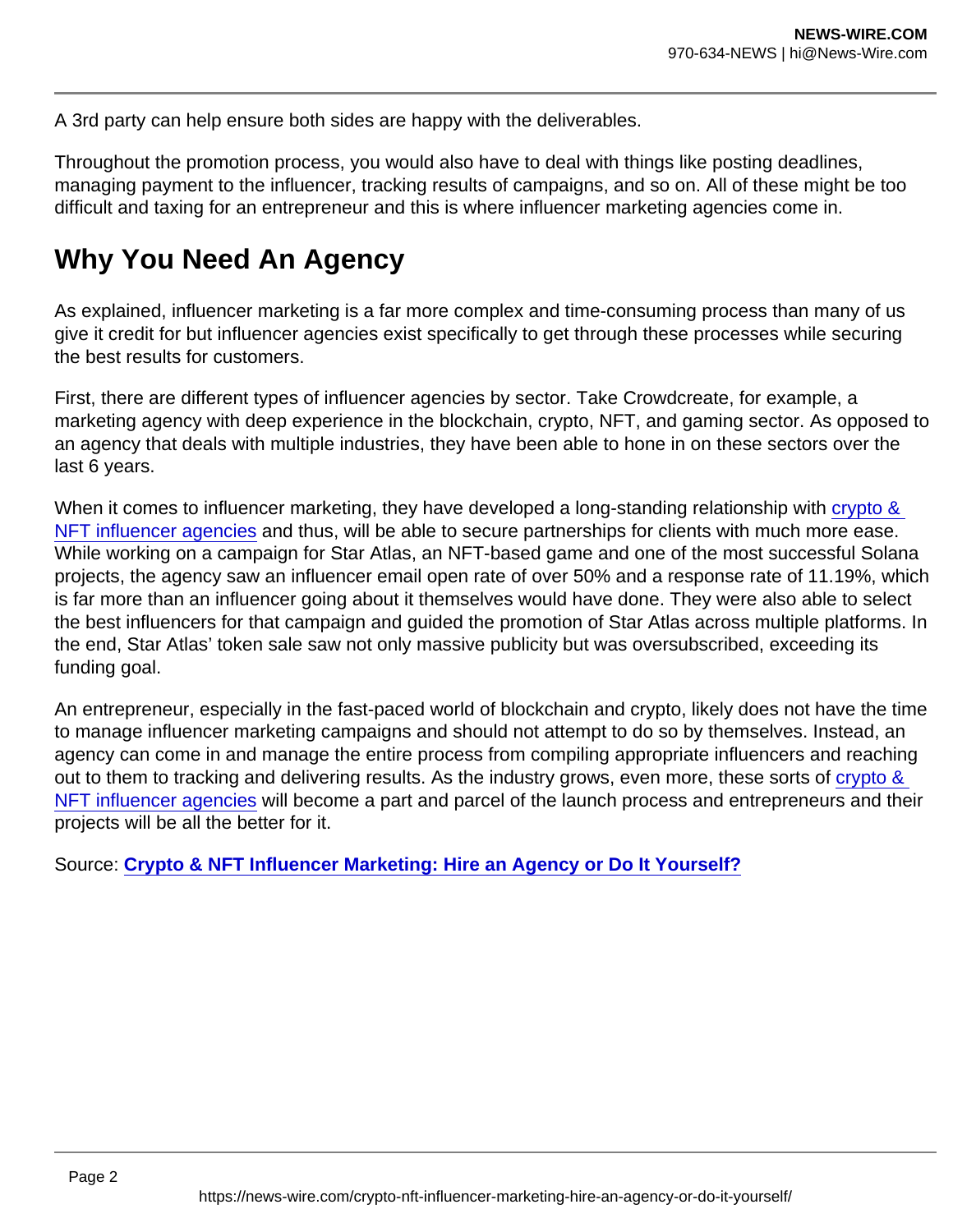A 3rd party can help ensure both sides are happy with the deliverables.

Throughout the promotion process, you would also have to deal with things like posting deadlines, managing payment to the influencer, tracking results of campaigns, and so on. All of these might be too difficult and taxing for an entrepreneur and this is where influencer marketing agencies come in.

## Why You Need An Agency

As explained, influencer marketing is a far more complex and time-consuming process than many of us give it credit for but influencer agencies exist specifically to get through these processes while securing the best results for customers.

First, there are different types of influencer agencies by sector. Take Crowdcreate, for example, a marketing agency with deep experience in the blockchain, crypto, NFT, and gaming sector. As opposed to an agency that deals with multiple industries, they have been able to hone in on these sectors over the last 6 years.

When it comes to influencer marketing, they have developed a long-standing relationship with crypto & NFT influencer agencies and thus, will be able to secure partnerships for clients with much more ease. While working on a campaign for Star Atlas, an NFT-based game and one of the most successful Solana projects, the agency saw an influencer email open rate of over 50% and a response rate of 11.19%, which is far more than an influencer going about it themselves would have done. They were also able to select the best influencers for that campaign and guided the promotion of Star Atlas across multiple platforms. In the end, Star Atlas' token sale saw not only massive publicity but was oversubscribed, exceeding its funding goal.

An entrepreneur, especially in the fast-paced world of blockchain and crypto, likely does not have the time to manage influencer marketing campaigns and should not attempt to do so by themselves. Instead, an agency can come in and manage the entire process from compiling appropriate influencers and reaching out to them to tracking and delivering results. As the industry grows, even more, these sorts of crypto & NFT influencer agencies will become a part and parcel of the launch process and entrepreneurs and their projects will be all the better for it.

Source: **Crypto & NFT Influencer Marketing: Hire an Agency or Do It Yourself?**